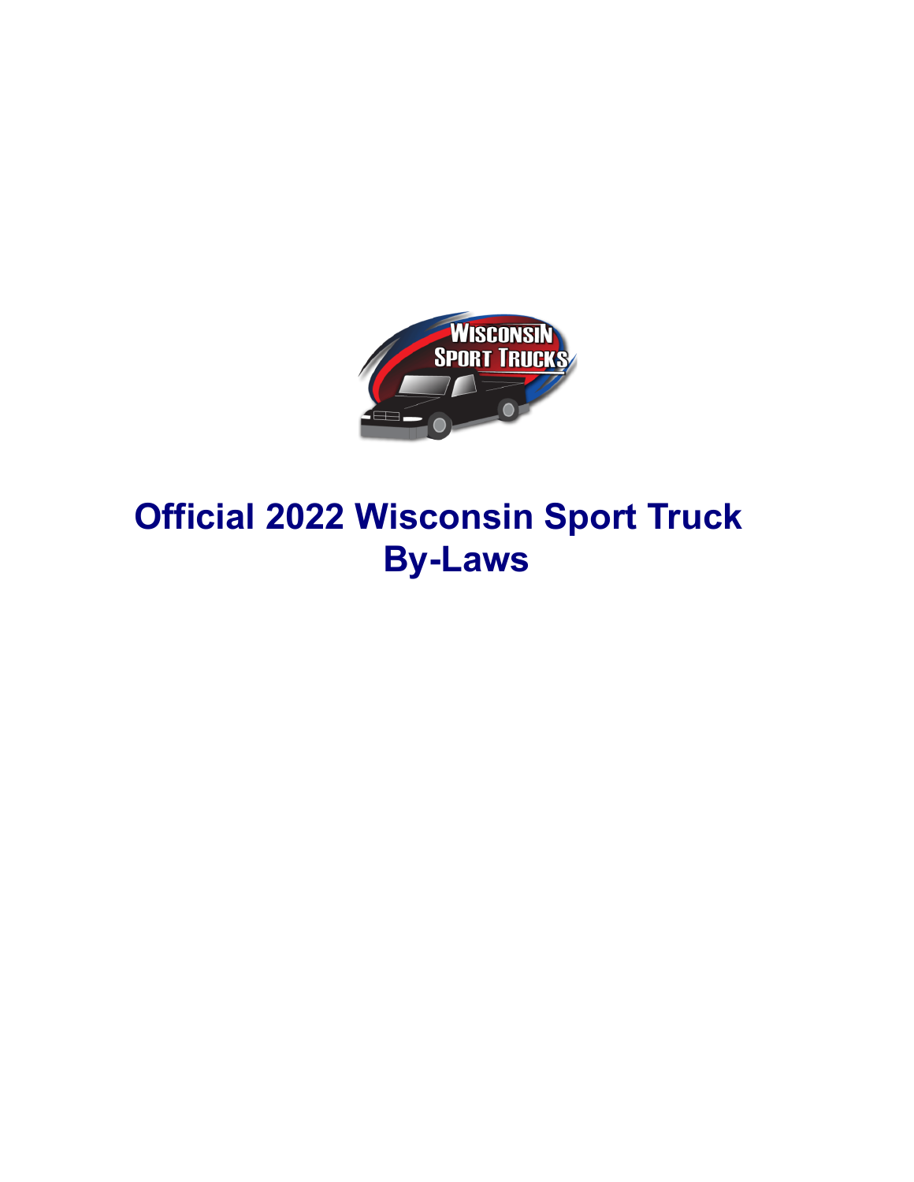# Official 2022 Wisconsin Sport Truck By-Laws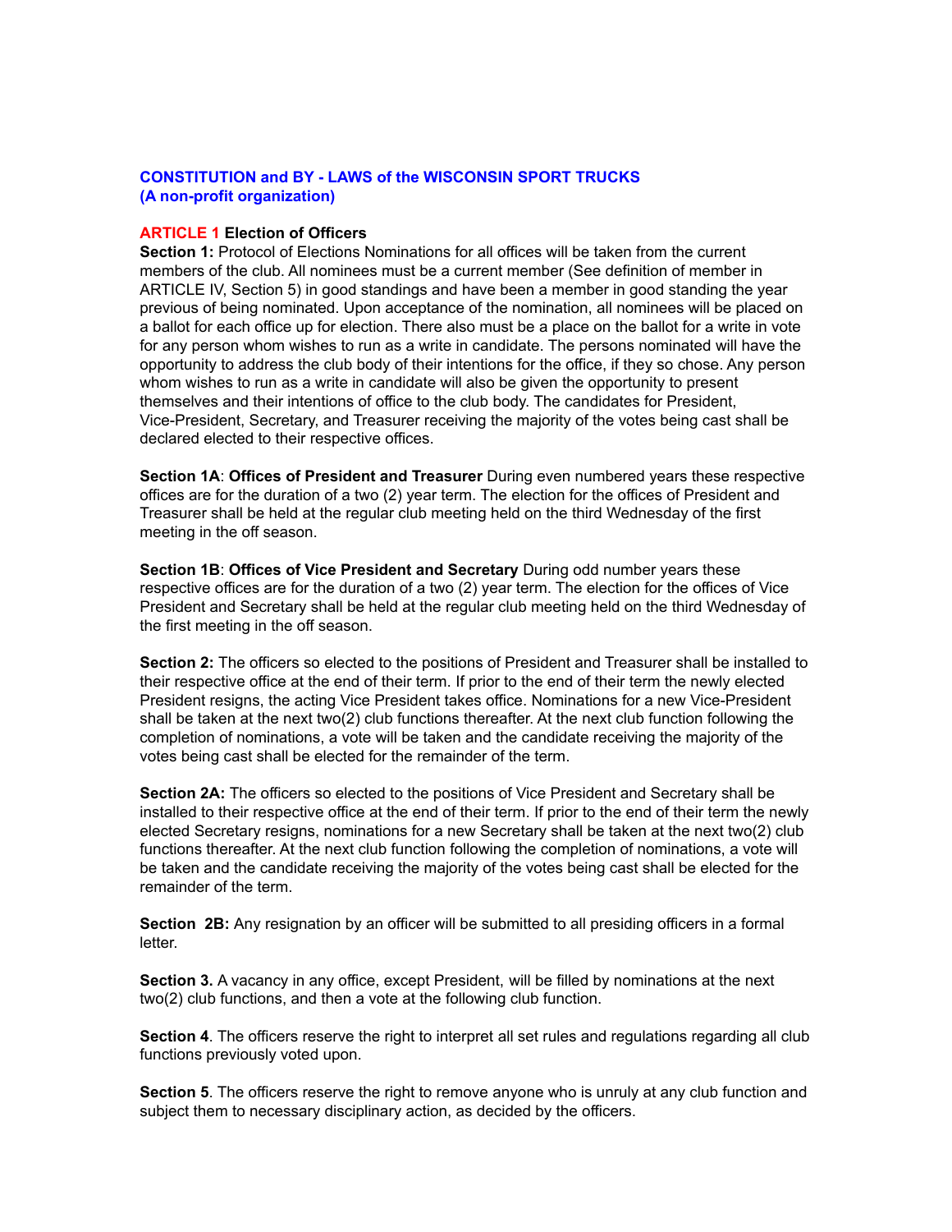**CONSTITUTION and BY - LAWS of the WISCONSIN SPORT TRUCKS**
**(A non-profit organization)**

## ARTICLE 1 Election of Officers

**Section 1:** Protocol of Elections Nominations for all offices will be taken from the current members of the club. All nominees must be a current member (See definition of member in ARTICLE IV, Section 5) in good standings and have been a member in good standing the year previous of being nominated. Upon acceptance of the nomination, all nominees will be placed on a ballot for each office up for election. There also must be a place on the ballot for a write in vote for any person whom wishes to run as a write in candidate. The persons nominated will have the opportunity to address the club body of their intentions for the office, if they so chose. Any person whom wishes to run as a write in candidate will also be given the opportunity to present themselves and their intentions of office to the club body. The candidates for President, Vice-President, Secretary, and Treasurer receiving the majority of the votes being cast shall be declared elected to their respective offices.

**Section 1A**: **Offices of President and Treasurer** During even numbered years these respective offices are for the duration of a two (2) year term. The election for the offices of President and Treasurer shall be held at the regular club meeting held on the third Wednesday of the first meeting in the off season.

**Section 1B**: **Offices of Vice President and Secretary** During odd number years these respective offices are for the duration of a two (2) year term. The election for the offices of Vice President and Secretary shall be held at the regular club meeting held on the third Wednesday of the first meeting in the off season.

**Section 2:** The officers so elected to the positions of President and Treasurer shall be installed to their respective office at the end of their term. If prior to the end of their term the newly elected President resigns, the acting Vice President takes office. Nominations for a new Vice-President shall be taken at the next two(2) club functions thereafter. At the next club function following the completion of nominations, a vote will be taken and the candidate receiving the majority of the votes being cast shall be elected for the remainder of the term.

**Section 2A:** The officers so elected to the positions of Vice President and Secretary shall be installed to their respective office at the end of their term. If prior to the end of their term the newly elected Secretary resigns, nominations for a new Secretary shall be taken at the next two(2) club functions thereafter. At the next club function following the completion of nominations, a vote will be taken and the candidate receiving the majority of the votes being cast shall be elected for the remainder of the term.

**Section 2B:** Any resignation by an officer will be submitted to all presiding officers in a formal letter.

**Section 3.** A vacancy in any office, except President, will be filled by nominations at the next two(2) club functions, and then a vote at the following club function.

**Section 4**. The officers reserve the right to interpret all set rules and regulations regarding all club functions previously voted upon.

**Section 5**. The officers reserve the right to remove anyone who is unruly at any club function and subject them to necessary disciplinary action, as decided by the officers.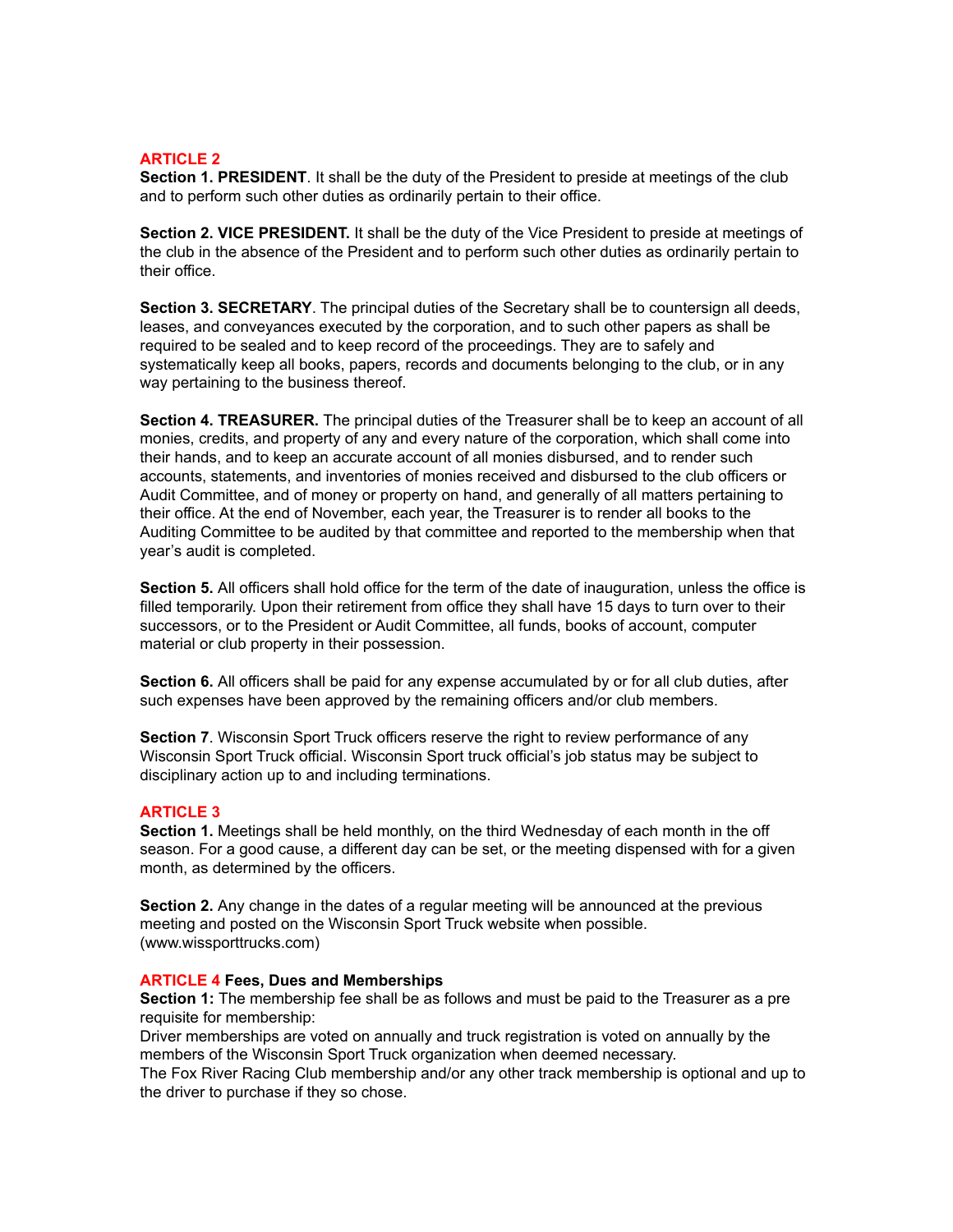## ARTICLE 2

**Section 1. PRESIDENT**. It shall be the duty of the President to preside at meetings of the club and to perform such other duties as ordinarily pertain to their office.

**Section 2. VICE PRESIDENT.** It shall be the duty of the Vice President to preside at meetings of the club in the absence of the President and to perform such other duties as ordinarily pertain to their office.

**Section 3. SECRETARY**. The principal duties of the Secretary shall be to countersign all deeds, leases, and conveyances executed by the corporation, and to such other papers as shall be required to be sealed and to keep record of the proceedings. They are to safely and systematically keep all books, papers, records and documents belonging to the club, or in any way pertaining to the business thereof.

**Section 4. TREASURER.** The principal duties of the Treasurer shall be to keep an account of all monies, credits, and property of any and every nature of the corporation, which shall come into their hands, and to keep an accurate account of all monies disbursed, and to render such accounts, statements, and inventories of monies received and disbursed to the club officers or Audit Committee, and of money or property on hand, and generally of all matters pertaining to their office. At the end of November, each year, the Treasurer is to render all books to the Auditing Committee to be audited by that committee and reported to the membership when that year's audit is completed.

**Section 5.** All officers shall hold office for the term of the date of inauguration, unless the office is filled temporarily. Upon their retirement from office they shall have 15 days to turn over to their successors, or to the President or Audit Committee, all funds, books of account, computer material or club property in their possession.

**Section 6.** All officers shall be paid for any expense accumulated by or for all club duties, after such expenses have been approved by the remaining officers and/or club members.

**Section 7**. Wisconsin Sport Truck officers reserve the right to review performance of any Wisconsin Sport Truck official. Wisconsin Sport truck official's job status may be subject to disciplinary action up to and including terminations.

## ARTICLE 3

**Section 1.** Meetings shall be held monthly, on the third Wednesday of each month in the off season. For a good cause, a different day can be set, or the meeting dispensed with for a given month, as determined by the officers.

**Section 2.** Any change in the dates of a regular meeting will be announced at the previous meeting and posted on the Wisconsin Sport Truck website when possible. (www.wissporttrucks.com)

## ARTICLE 4 Fees, Dues and Memberships

**Section 1:** The membership fee shall be as follows and must be paid to the Treasurer as a pre requisite for membership:
Driver memberships are voted on annually and truck registration is voted on annually by the members of the Wisconsin Sport Truck organization when deemed necessary.
The Fox River Racing Club membership and/or any other track membership is optional and up to the driver to purchase if they so chose.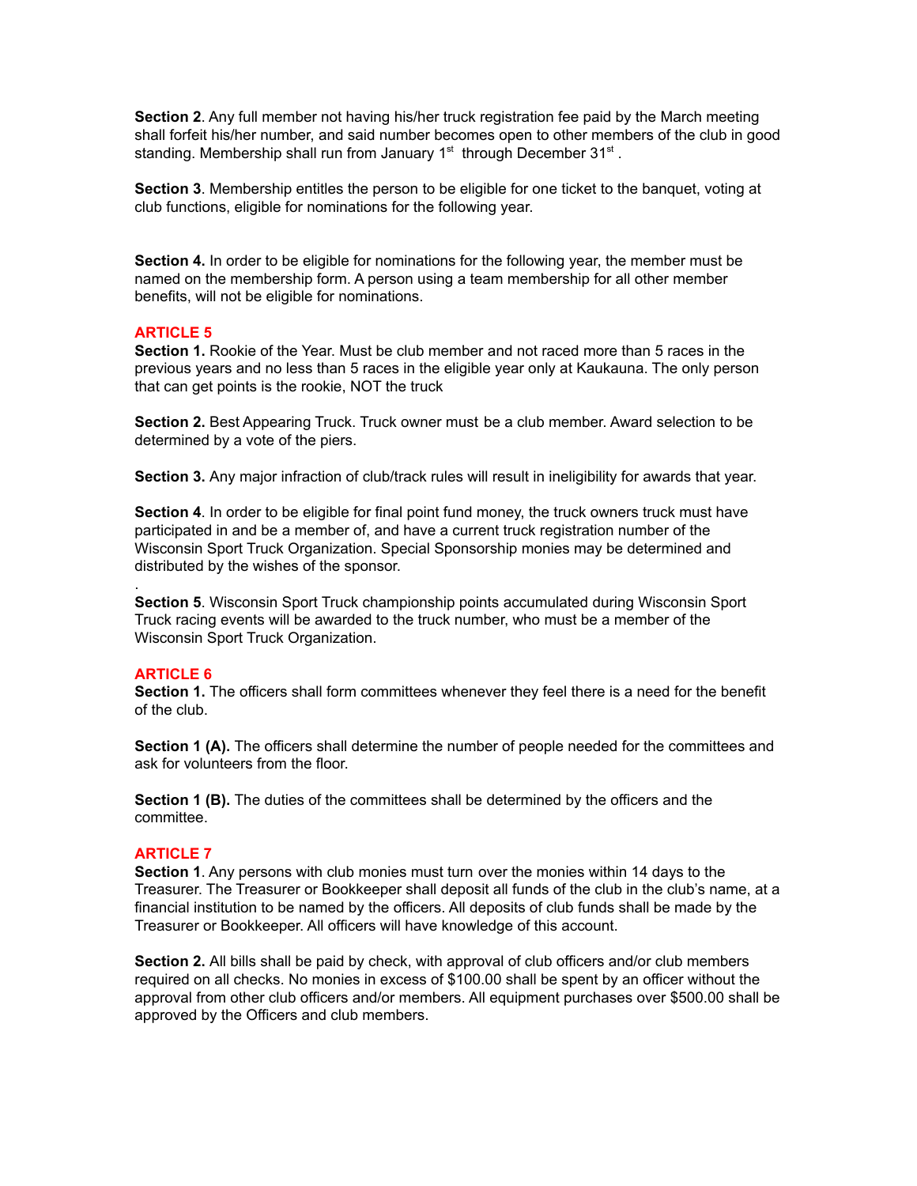**Section 2**. Any full member not having his/her truck registration fee paid by the March meeting shall forfeit his/her number, and said number becomes open to other members of the club in good standing. Membership shall run from January 1st through December 31st .

**Section 3**. Membership entitles the person to be eligible for one ticket to the banquet, voting at club functions, eligible for nominations for the following year.

**Section 4.** In order to be eligible for nominations for the following year, the member must be named on the membership form. A person using a team membership for all other member benefits, will not be eligible for nominations.

## ARTICLE 5

**Section 1.** Rookie of the Year. Must be club member and not raced more than 5 races in the previous years and no less than 5 races in the eligible year only at Kaukauna. The only person that can get points is the rookie, NOT the truck

**Section 2.** Best Appearing Truck. Truck owner must be a club member. Award selection to be determined by a vote of the piers.

**Section 3.** Any major infraction of club/track rules will result in ineligibility for awards that year.

**Section 4**. In order to be eligible for final point fund money, the truck owners truck must have participated in and be a member of, and have a current truck registration number of the Wisconsin Sport Truck Organization. Special Sponsorship monies may be determined and distributed by the wishes of the sponsor.

.

**Section 5**. Wisconsin Sport Truck championship points accumulated during Wisconsin Sport Truck racing events will be awarded to the truck number, who must be a member of the Wisconsin Sport Truck Organization.

## ARTICLE 6

**Section 1.** The officers shall form committees whenever they feel there is a need for the benefit of the club.

**Section 1 (A).** The officers shall determine the number of people needed for the committees and ask for volunteers from the floor.

**Section 1 (B).** The duties of the committees shall be determined by the officers and the committee.

## ARTICLE 7

**Section 1**. Any persons with club monies must turn over the monies within 14 days to the Treasurer. The Treasurer or Bookkeeper shall deposit all funds of the club in the club's name, at a financial institution to be named by the officers. All deposits of club funds shall be made by the Treasurer or Bookkeeper. All officers will have knowledge of this account.

**Section 2.** All bills shall be paid by check, with approval of club officers and/or club members required on all checks. No monies in excess of $100.00 shall be spent by an officer without the approval from other club officers and/or members. All equipment purchases over $500.00 shall be approved by the Officers and club members.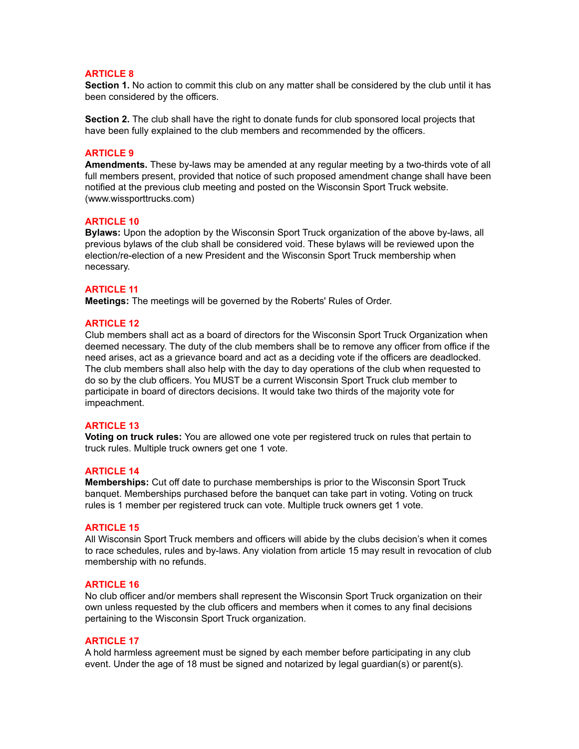## ARTICLE 8

**Section 1.** No action to commit this club on any matter shall be considered by the club until it has been considered by the officers.

**Section 2.** The club shall have the right to donate funds for club sponsored local projects that have been fully explained to the club members and recommended by the officers.

## ARTICLE 9

**Amendments.** These by-laws may be amended at any regular meeting by a two-thirds vote of all full members present, provided that notice of such proposed amendment change shall have been notified at the previous club meeting and posted on the Wisconsin Sport Truck website. (www.wissporttrucks.com)

## ARTICLE 10

**Bylaws:** Upon the adoption by the Wisconsin Sport Truck organization of the above by-laws, all previous bylaws of the club shall be considered void. These bylaws will be reviewed upon the election/re-election of a new President and the Wisconsin Sport Truck membership when necessary.

## ARTICLE 11

**Meetings:** The meetings will be governed by the Roberts' Rules of Order.

## ARTICLE 12

Club members shall act as a board of directors for the Wisconsin Sport Truck Organization when deemed necessary. The duty of the club members shall be to remove any officer from office if the need arises, act as a grievance board and act as a deciding vote if the officers are deadlocked. The club members shall also help with the day to day operations of the club when requested to do so by the club officers. You MUST be a current Wisconsin Sport Truck club member to participate in board of directors decisions. It would take two thirds of the majority vote for impeachment.

## ARTICLE 13

**Voting on truck rules:** You are allowed one vote per registered truck on rules that pertain to truck rules. Multiple truck owners get one 1 vote.

## ARTICLE 14

**Memberships:** Cut off date to purchase memberships is prior to the Wisconsin Sport Truck banquet. Memberships purchased before the banquet can take part in voting. Voting on truck rules is 1 member per registered truck can vote. Multiple truck owners get 1 vote.

## ARTICLE 15

All Wisconsin Sport Truck members and officers will abide by the clubs decision's when it comes to race schedules, rules and by-laws. Any violation from article 15 may result in revocation of club membership with no refunds.

## ARTICLE 16

No club officer and/or members shall represent the Wisconsin Sport Truck organization on their own unless requested by the club officers and members when it comes to any final decisions pertaining to the Wisconsin Sport Truck organization.

## ARTICLE 17

A hold harmless agreement must be signed by each member before participating in any club event. Under the age of 18 must be signed and notarized by legal guardian(s) or parent(s).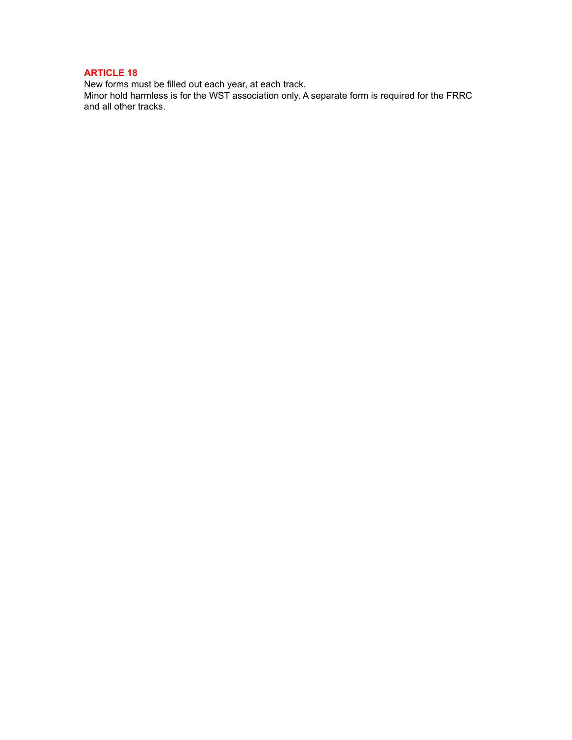### ARTICLE 18

New forms must be filled out each year, at each track.
Minor hold harmless is for the WST association only. A separate form is required for the FRRC and all other tracks.